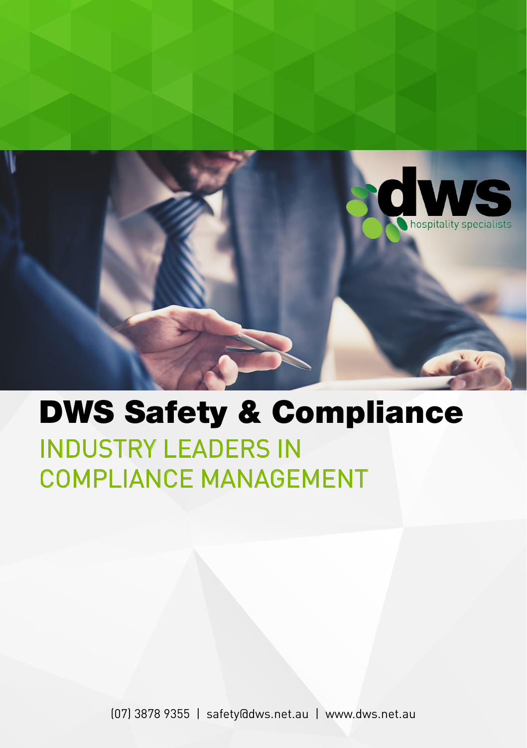# DWS Safety & Compliance

## INDUSTRY LEADERS IN COMPLIANCE MANAGEMENT

(07) 3878 9355 | safety@dws.net.au | www.dws.net.au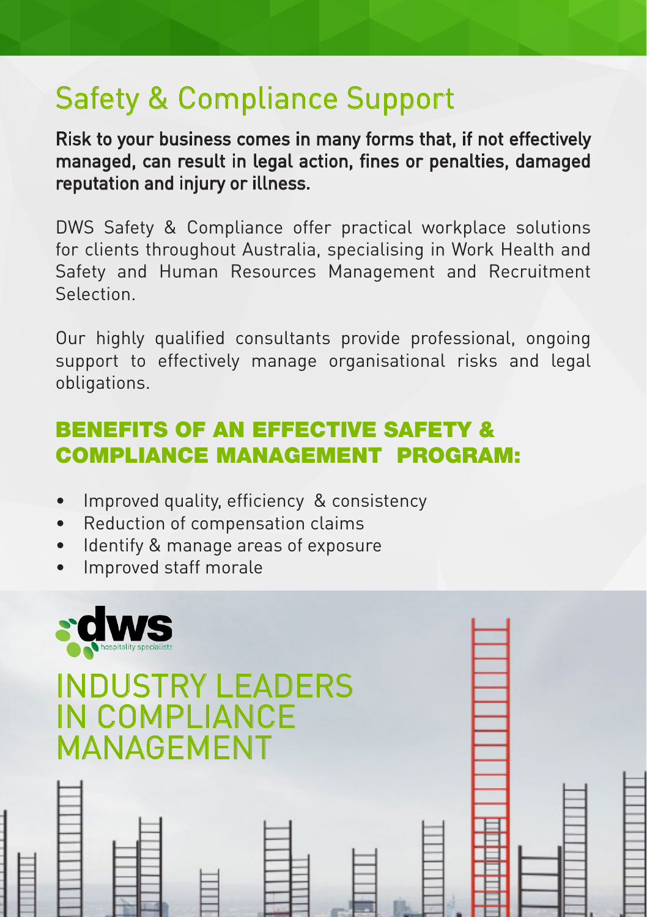# Safety & Compliance Support

**Risk to your business comes in many forms that, if not effectively managed, can result in legal action, fines or penalties, damaged reputation and injury or illness.**

DWS Safety & Compliance offer practical workplace solutions for clients throughout Australia, specialising in Work Health and Safety and Human Resources Management and Recruitment Selection.

Our highly qualified consultants provide professional, ongoing support to effectively manage organisational risks and legal obligations.

## BENEFITS OF AN EFFECTIVE SAFETY & COMPLIANCE MANAGEMENT PROGRAM:

- Improved quality, efficiency & consistency
- Reduction of compensation claims
- Identify & manage areas of exposure
- Improved staff morale

dws hospitality specialists

# INDUSTRY LEADERS IN COMPLIANCE MANAGEMENT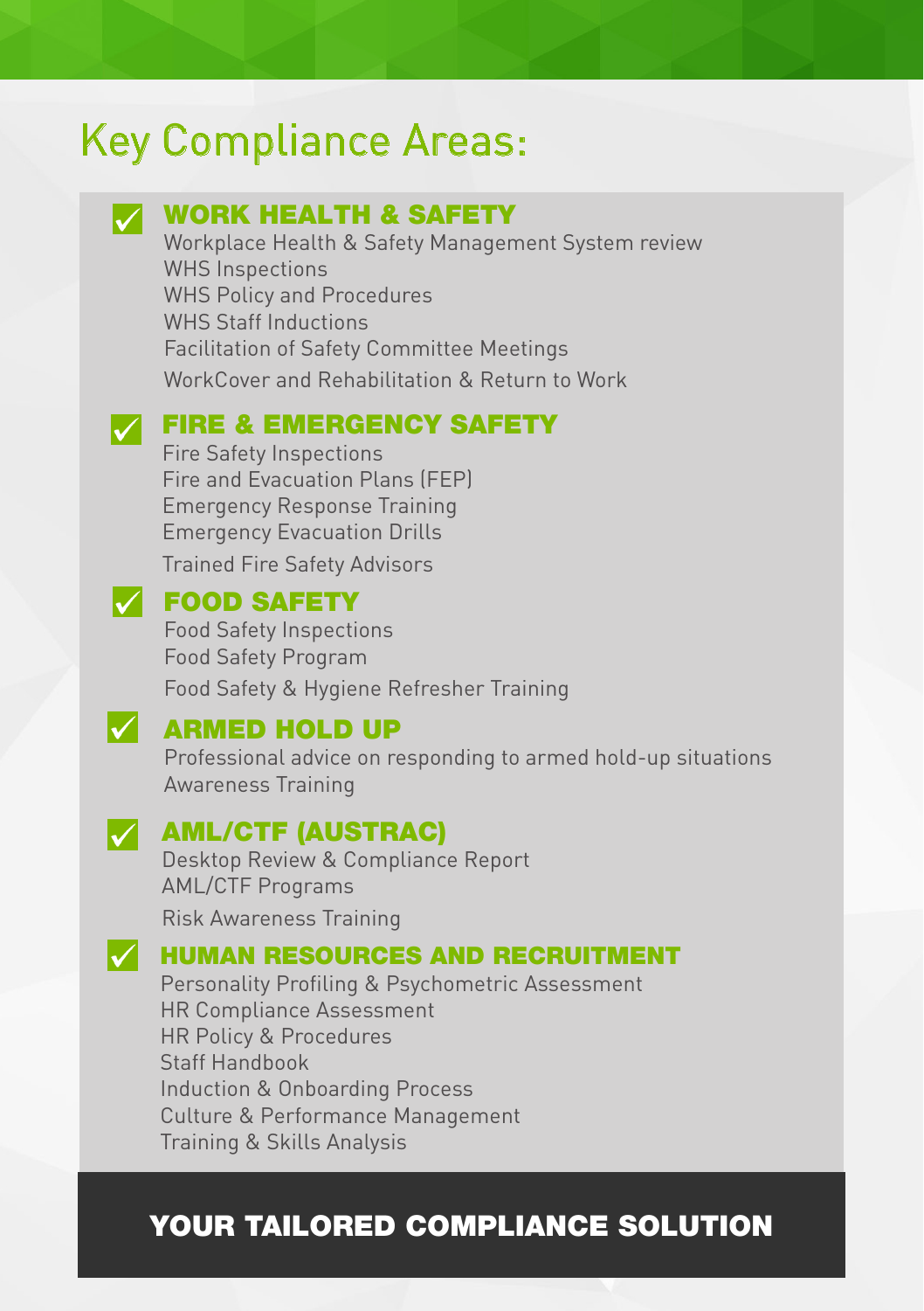# Key Compliance Areas:

## WORK HEALTH & SAFETY

- Workplace Health & Safety Management System review
- WHS Inspections
- WHS Policy and Procedures
- WHS Staff Inductions
- Facilitation of Safety Committee Meetings
- WorkCover and Rehabilitation & Return to Work

## FIRE & EMERGENCY SAFETY

- Fire Safety Inspections
- Fire and Evacuation Plans (FEP)
- Emergency Response Training
- Emergency Evacuation Drills
- Trained Fire Safety Advisors

## FOOD SAFETY

- Food Safety Inspections
- Food Safety Program
- Food Safety & Hygiene Refresher Training

## ARMED HOLD UP

- Professional advice on responding to armed hold-up situations
- Awareness Training

## AML/CTF (AUSTRAC)

- Desktop Review & Compliance Report
- AML/CTF Programs
- Risk Awareness Training

## HUMAN RESOURCES AND RECRUITMENT

- Personality Profiling & Psychometric Assessment
- HR Compliance Assessment
- HR Policy & Procedures
- Staff Handbook
- Induction & Onboarding Process
- Culture & Performance Management
- Training & Skills Analysis

**YOUR TAILORED COMPLIANCE SOLUTION**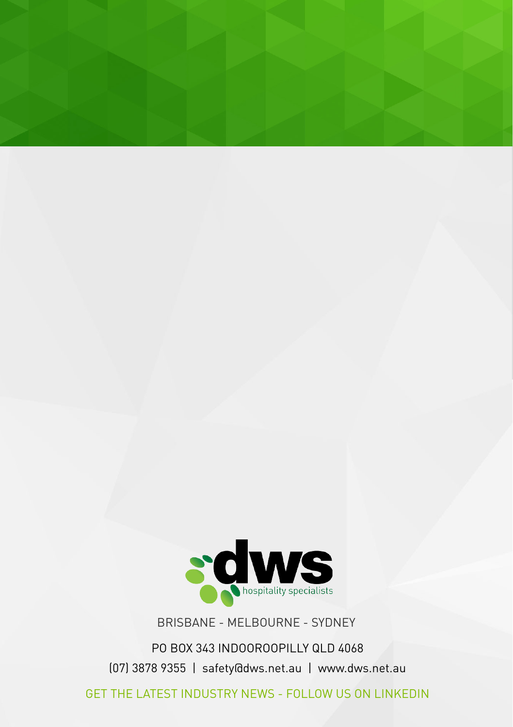dws

hospitality specialists

BRISBANE - MELBOURNE - SYDNEY

PO BOX 343 INDOOROOPILLY QLD 4068

(07) 3878 9355 | safety@dws.net.au | www.dws.net.au

GET THE LATEST INDUSTRY NEWS - FOLLOW US ON LINKEDIN